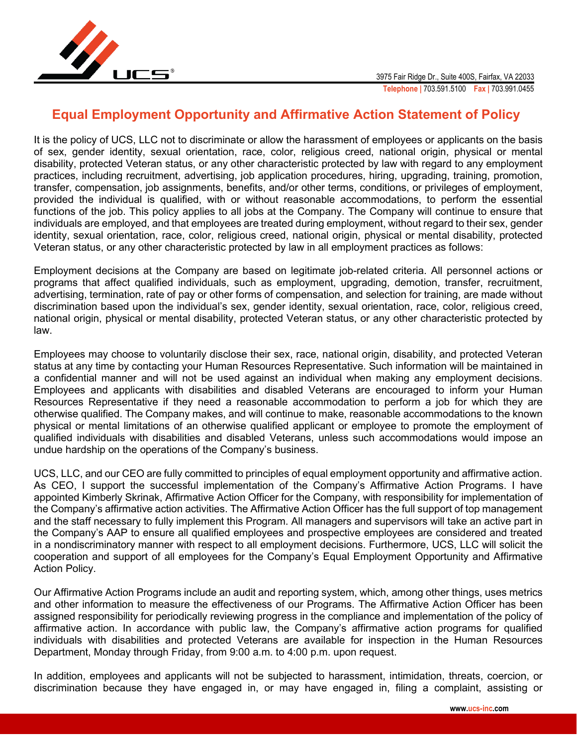# Equal Employment Opportunity and Affirmative Action Statement of Policy

It is the policy of UCS, LLC not to discriminate or allow the harassment of employees or applicants on the basis of sex, gender identity, sexual orientation, race, color, religious creed, national origin, physical or mental disability, protected Veteran status, or any other characteristic protected by law with regard to any employment practices, including recruitment, advertising, job application procedures, hiring, upgrading, training, promotion, transfer, compensation, job assignments, benefits, and/or other terms, conditions, or privileges of employment, provided the individual is qualified, with or without reasonable accommodations, to perform the essential functions of the job. This policy applies to all jobs at the Company. The Company will continue to ensure that individuals are employed, and that employees are treated during employment, without regard to their sex, gender identity, sexual orientation, race, color, religious creed, national origin, physical or mental disability, protected Veteran status, or any other characteristic protected by law in all employment practices as follows:

Employment decisions at the Company are based on legitimate job-related criteria. All personnel actions or programs that affect qualified individuals, such as employment, upgrading, demotion, transfer, recruitment, advertising, termination, rate of pay or other forms of compensation, and selection for training, are made without discrimination based upon the individual's sex, gender identity, sexual orientation, race, color, religious creed, national origin, physical or mental disability, protected Veteran status, or any other characteristic protected by law.

Employees may choose to voluntarily disclose their sex, race, national origin, disability, and protected Veteran status at any time by contacting your Human Resources Representative. Such information will be maintained in a confidential manner and will not be used against an individual when making any employment decisions. Employees and applicants with disabilities and disabled Veterans are encouraged to inform your Human Resources Representative if they need a reasonable accommodation to perform a job for which they are otherwise qualified. The Company makes, and will continue to make, reasonable accommodations to the known physical or mental limitations of an otherwise qualified applicant or employee to promote the employment of qualified individuals with disabilities and disabled Veterans, unless such accommodations would impose an undue hardship on the operations of the Company's business.

UCS, LLC, and our CEO are fully committed to principles of equal employment opportunity and affirmative action. As CEO, I support the successful implementation of the Company's Affirmative Action Programs. I have appointed Kimberly Skrinak, Affirmative Action Officer for the Company, with responsibility for implementation of the Company's affirmative action activities. The Affirmative Action Officer has the full support of top management and the staff necessary to fully implement this Program. All managers and supervisors will take an active part in the Company's AAP to ensure all qualified employees and prospective employees are considered and treated in a nondiscriminatory manner with respect to all employment decisions. Furthermore, UCS, LLC will solicit the cooperation and support of all employees for the Company's Equal Employment Opportunity and Affirmative Action Policy.

Our Affirmative Action Programs include an audit and reporting system, which, among other things, uses metrics and other information to measure the effectiveness of our Programs. The Affirmative Action Officer has been assigned responsibility for periodically reviewing progress in the compliance and implementation of the policy of affirmative action. In accordance with public law, the Company's affirmative action programs for qualified individuals with disabilities and protected Veterans are available for inspection in the Human Resources Department, Monday through Friday, from 9:00 a.m. to 4:00 p.m. upon request.

In addition, employees and applicants will not be subjected to harassment, intimidation, threats, coercion, or discrimination because they have engaged in, or may have engaged in, filing a complaint, assisting or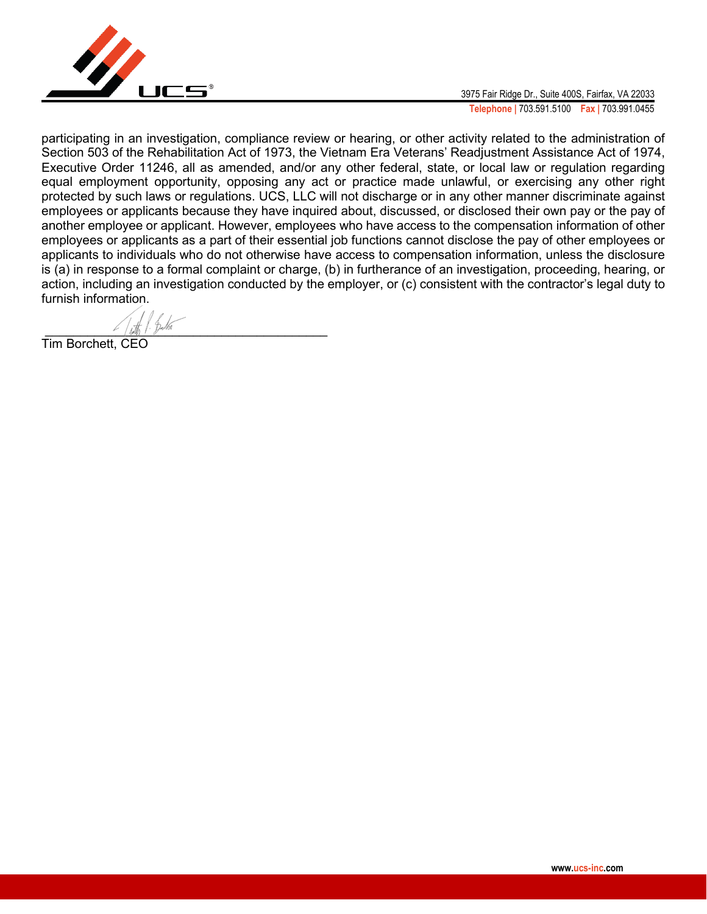participating in an investigation, compliance review or hearing, or other activity related to the administration of Section 503 of the Rehabilitation Act of 1973, the Vietnam Era Veterans' Readjustment Assistance Act of 1974, Executive Order 11246, all as amended, and/or any other federal, state, or local law or regulation regarding equal employment opportunity, opposing any act or practice made unlawful, or exercising any other right protected by such laws or regulations. UCS, LLC will not discharge or in any other manner discriminate against employees or applicants because they have inquired about, discussed, or disclosed their own pay or the pay of another employee or applicant. However, employees who have access to the compensation information of other employees or applicants as a part of their essential job functions cannot disclose the pay of other employees or applicants to individuals who do not otherwise have access to compensation information, unless the disclosure is (a) in response to a formal complaint or charge, (b) in furtherance of an investigation, proceeding, hearing, or action, including an investigation conducted by the employer, or (c) consistent with the contractor's legal duty to furnish information.

\_\_\_\_\_\_\_\_\_\_\_\_\_\_\_\_\_\_\_\_\_\_\_\_\_\_\_\_\_\_\_\_\_\_\_\_\_\_\_\_

Tim Borchett, CEO